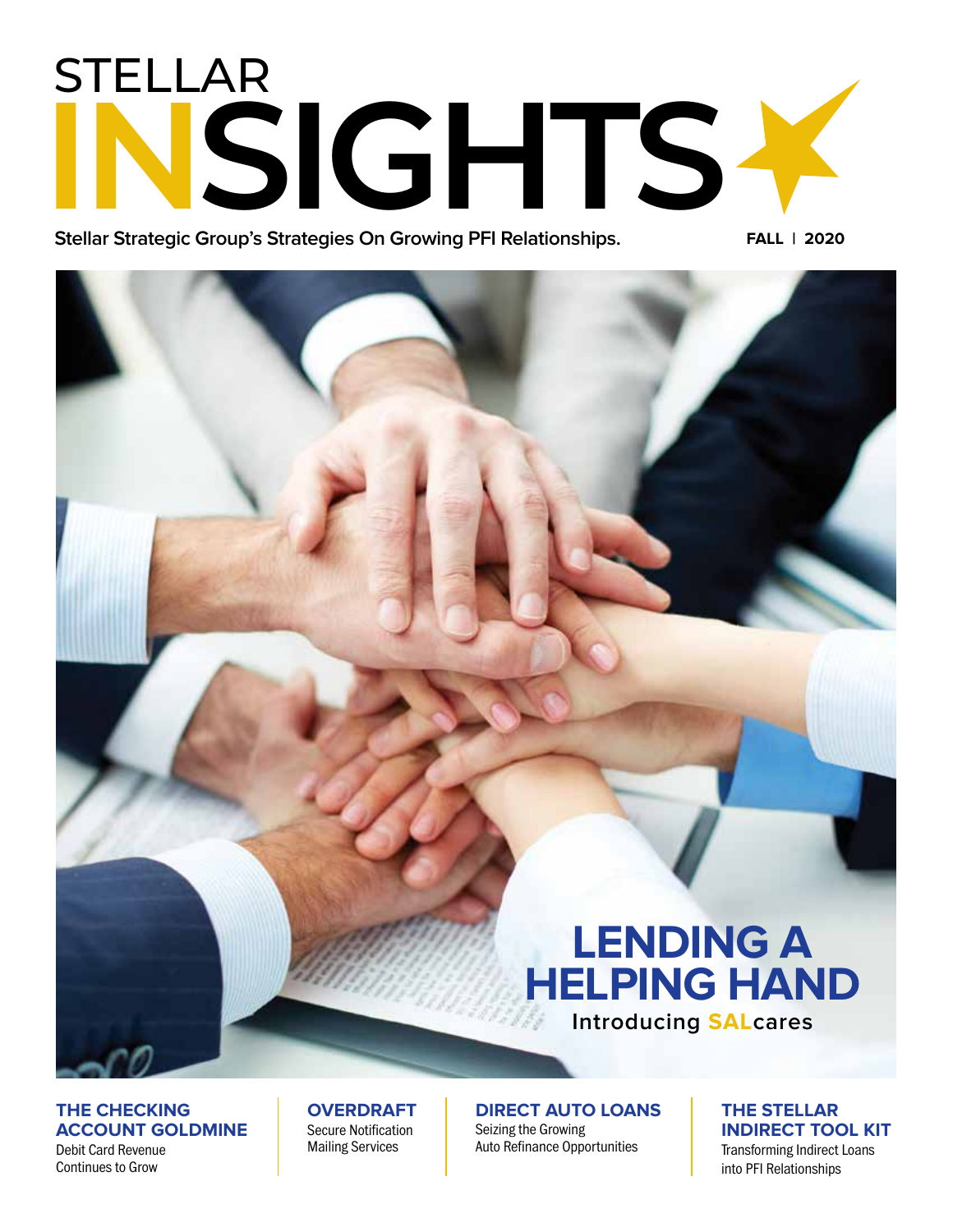# STELLAR INSIGHTS

**Stellar Strategic Group's Strategies On Growing PFI Relationships.**

**FALL | 2020**

## LENDING A HELPING HAND

**Introducing SALcares**

### THE CHECKING ACCOUNT GOLDMINE

Debit Card Revenue Continues to Grow

### OVERDRAFT

Secure Notification Mailing Services

### DIRECT AUTO LOANS

Seizing the Growing Auto Refinance Opportunities

### THE STELLAR INDIRECT TOOL KIT

Transforming Indirect Loans into PFI Relationships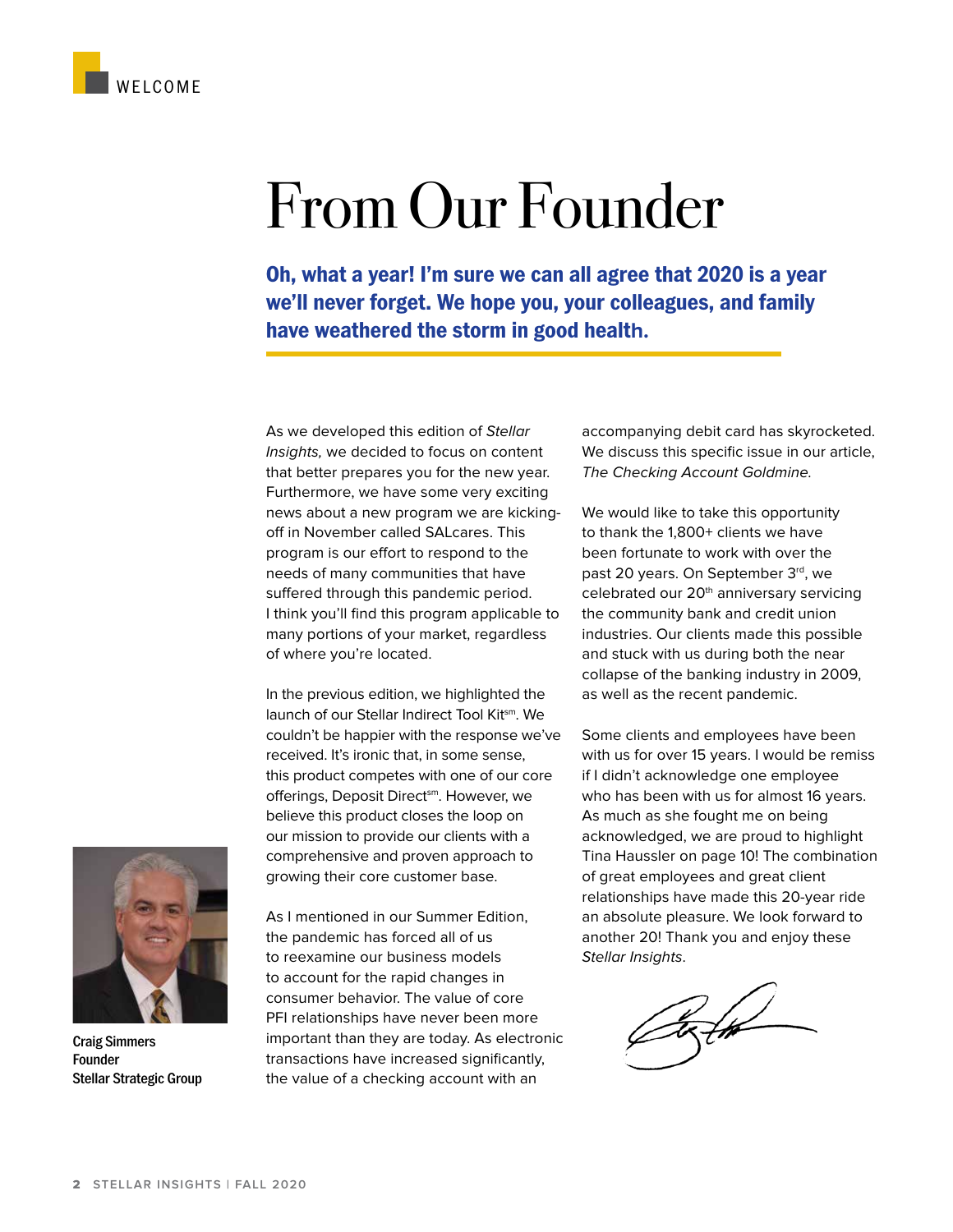WELCOME

# From Our Founder

**Oh, what a year! I'm sure we can all agree that 2020 is a year we'll never forget. We hope you, your colleagues, and family have weathered the storm in good health.**

As we developed this edition of *Stellar Insights,* we decided to focus on content that better prepares you for the new year. Furthermore, we have some very exciting news about a new program we are kicking-off in November called SALcares. This program is our effort to respond to the needs of many communities that have suffered through this pandemic period. I think you'll find this program applicable to many portions of your market, regardless of where you're located.

In the previous edition, we highlighted the launch of our Stellar Indirect Tool Kit[sm]. We couldn't be happier with the response we've received. It's ironic that, in some sense, this product competes with one of our core offerings, Deposit Direct[sm]. However, we believe this product closes the loop on our mission to provide our clients with a comprehensive and proven approach to growing their core customer base.

As I mentioned in our Summer Edition, the pandemic has forced all of us to reexamine our business models to account for the rapid changes in consumer behavior. The value of core PFI relationships have never been more important than they are today. As electronic transactions have increased significantly, the value of a checking account with an accompanying debit card has skyrocketed. We discuss this specific issue in our article, *The Checking Account Goldmine.*

We would like to take this opportunity to thank the 1,800+ clients we have been fortunate to work with over the past 20 years. On September 3rd, we celebrated our 20th anniversary servicing the community bank and credit union industries. Our clients made this possible and stuck with us during both the near collapse of the banking industry in 2009, as well as the recent pandemic.

Some clients and employees have been with us for over 15 years. I would be remiss if I didn't acknowledge one employee who has been with us for almost 16 years. As much as she fought me on being acknowledged, we are proud to highlight Tina Haussler on page 10! The combination of great employees and great client relationships have made this 20-year ride an absolute pleasure. We look forward to another 20! Thank you and enjoy these *Stellar Insights*.

Craig Simmers
Founder
Stellar Strategic Group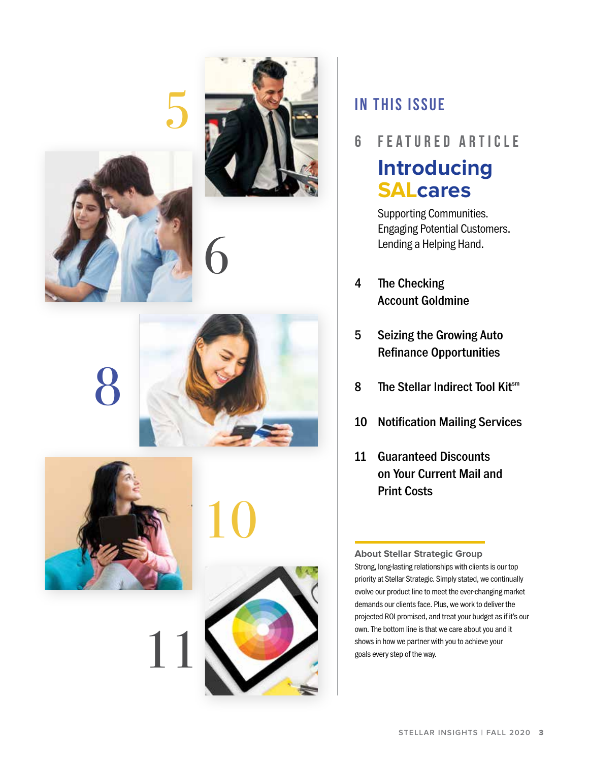## IN THIS ISSUE

### 6 FEATURED ARTICLE

# Introducing SALcares

Supporting Communities.
Engaging Potential Customers.
Lending a Helping Hand.

**4** The Checking Account Goldmine

**5** Seizing the Growing Auto Refinance Opportunities

**8** The Stellar Indirect Tool Kit℠

**10** Notification Mailing Services

**11** Guaranteed Discounts on Your Current Mail and Print Costs

**About Stellar Strategic Group**
Strong, long-lasting relationships with clients is our top priority at Stellar Strategic. Simply stated, we continually evolve our product line to meet the ever-changing market demands our clients face. Plus, we work to deliver the projected ROI promised, and treat your budget as if it's our own. The bottom line is that we care about you and it shows in how we partner with you to achieve your goals every step of the way.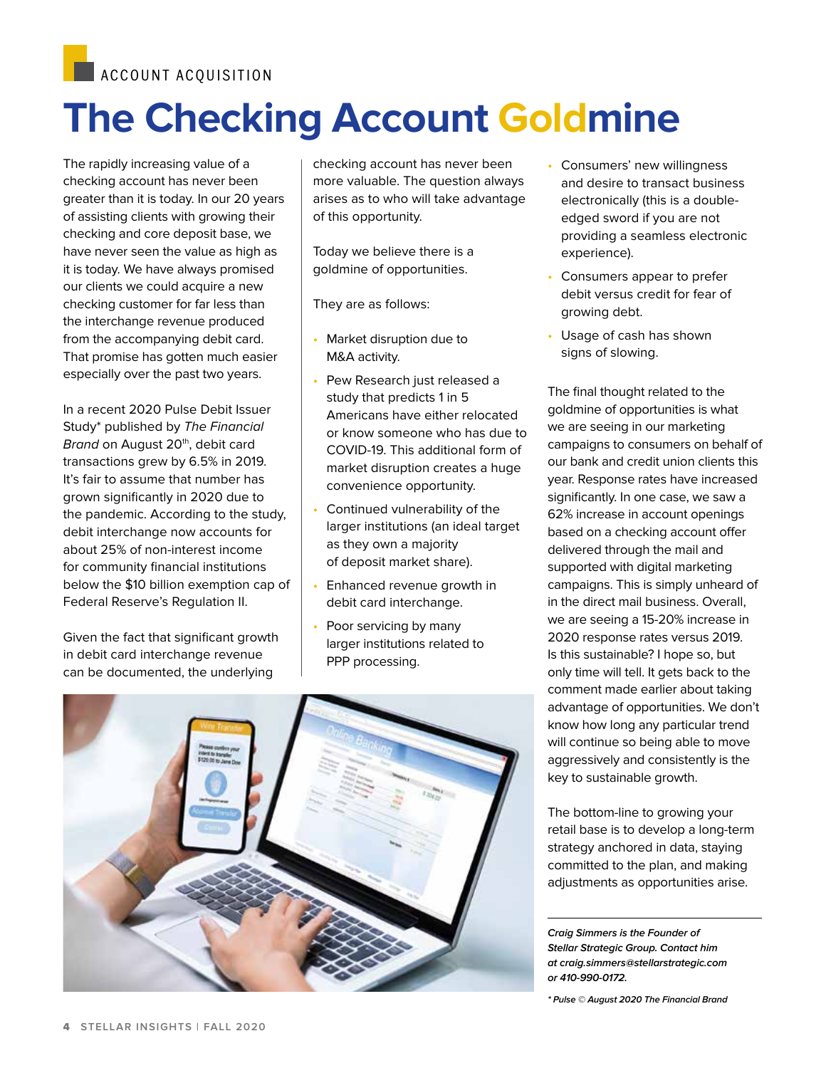ACCOUNT ACQUISITION

# The Checking Account Goldmine

The rapidly increasing value of a checking account has never been greater than it is today. In our 20 years of assisting clients with growing their checking and core deposit base, we have never seen the value as high as it is today. We have always promised our clients we could acquire a new checking customer for far less than the interchange revenue produced from the accompanying debit card. That promise has gotten much easier especially over the past two years.

In a recent 2020 Pulse Debit Issuer Study* published by *The Financial Brand* on August 20th, debit card transactions grew by 6.5% in 2019. It's fair to assume that number has grown significantly in 2020 due to the pandemic. According to the study, debit interchange now accounts for about 25% of non-interest income for community financial institutions below the $10 billion exemption cap of Federal Reserve's Regulation II.

Given the fact that significant growth in debit card interchange revenue can be documented, the underlying checking account has never been more valuable. The question always arises as to who will take advantage of this opportunity.

Today we believe there is a goldmine of opportunities.

They are as follows:

- Market disruption due to M&A activity.
- Pew Research just released a study that predicts 1 in 5 Americans have either relocated or know someone who has due to COVID-19. This additional form of market disruption creates a huge convenience opportunity.
- Continued vulnerability of the larger institutions (an ideal target as they own a majority of deposit market share).
- Enhanced revenue growth in debit card interchange.
- Poor servicing by many larger institutions related to PPP processing.
- Consumers' new willingness and desire to transact business electronically (this is a double-edged sword if you are not providing a seamless electronic experience).
- Consumers appear to prefer debit versus credit for fear of growing debt.
- Usage of cash has shown signs of slowing.

The final thought related to the goldmine of opportunities is what we are seeing in our marketing campaigns to consumers on behalf of our bank and credit union clients this year. Response rates have increased significantly. In one case, we saw a 62% increase in account openings based on a checking account offer delivered through the mail and supported with digital marketing campaigns. This is simply unheard of in the direct mail business. Overall, we are seeing a 15-20% increase in 2020 response rates versus 2019. Is this sustainable? I hope so, but only time will tell. It gets back to the comment made earlier about taking advantage of opportunities. We don't know how long any particular trend will continue so being able to move aggressively and consistently is the key to sustainable growth.

The bottom-line to growing your retail base is to develop a long-term strategy anchored in data, staying committed to the plan, and making adjustments as opportunities arise.

---

***Craig Simmers is the Founder of Stellar Strategic Group. Contact him at craig.simmers@stellarstrategic.com or 410-990-0172.***

***\* Pulse © August 2020 The Financial Brand***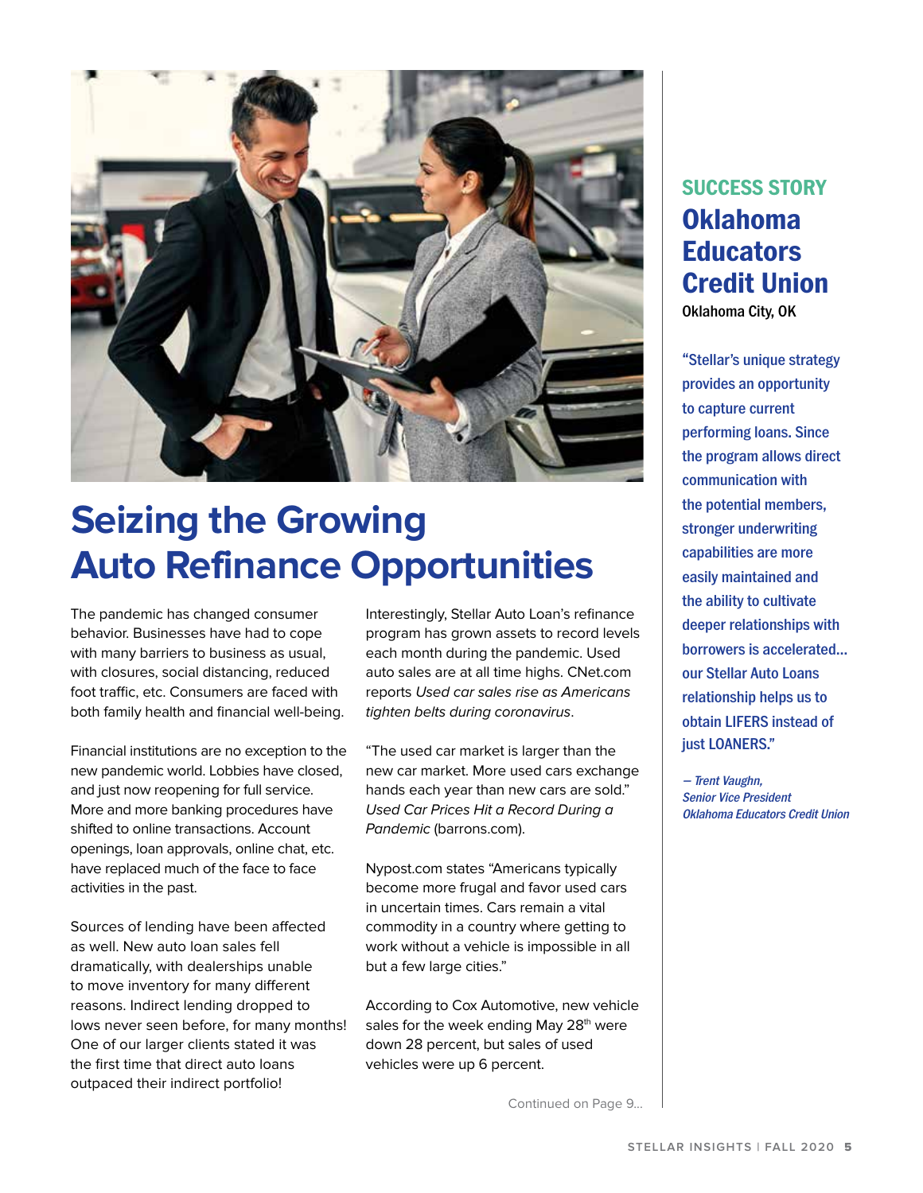# Seizing the Growing Auto Refinance Opportunities

The pandemic has changed consumer behavior. Businesses have had to cope with many barriers to business as usual, with closures, social distancing, reduced foot traffic, etc. Consumers are faced with both family health and financial well-being.

Financial institutions are no exception to the new pandemic world. Lobbies have closed, and just now reopening for full service. More and more banking procedures have shifted to online transactions. Account openings, loan approvals, online chat, etc. have replaced much of the face to face activities in the past.

Sources of lending have been affected as well. New auto loan sales fell dramatically, with dealerships unable to move inventory for many different reasons. Indirect lending dropped to lows never seen before, for many months! One of our larger clients stated it was the first time that direct auto loans outpaced their indirect portfolio!

Interestingly, Stellar Auto Loan's refinance program has grown assets to record levels each month during the pandemic. Used auto sales are at all time highs. CNet.com reports *Used car sales rise as Americans tighten belts during coronavirus*.

"The used car market is larger than the new car market. More used cars exchange hands each year than new cars are sold." *Used Car Prices Hit a Record During a Pandemic* (barrons.com).

Nypost.com states "Americans typically become more frugal and favor used cars in uncertain times. Cars remain a vital commodity in a country where getting to work without a vehicle is impossible in all but a few large cities."

According to Cox Automotive, new vehicle sales for the week ending May 28th were down 28 percent, but sales of used vehicles were up 6 percent.

Continued on Page 9...

## SUCCESS STORY

## Oklahoma Educators Credit Union

Oklahoma City, OK

"Stellar's unique strategy provides an opportunity to capture current performing loans. Since the program allows direct communication with the potential members, stronger underwriting capabilities are more easily maintained and the ability to cultivate deeper relationships with borrowers is accelerated... our Stellar Auto Loans relationship helps us to obtain LIFERS instead of just LOANERS."

*– Trent Vaughn,*
*Senior Vice President*
*Oklahoma Educators Credit Union*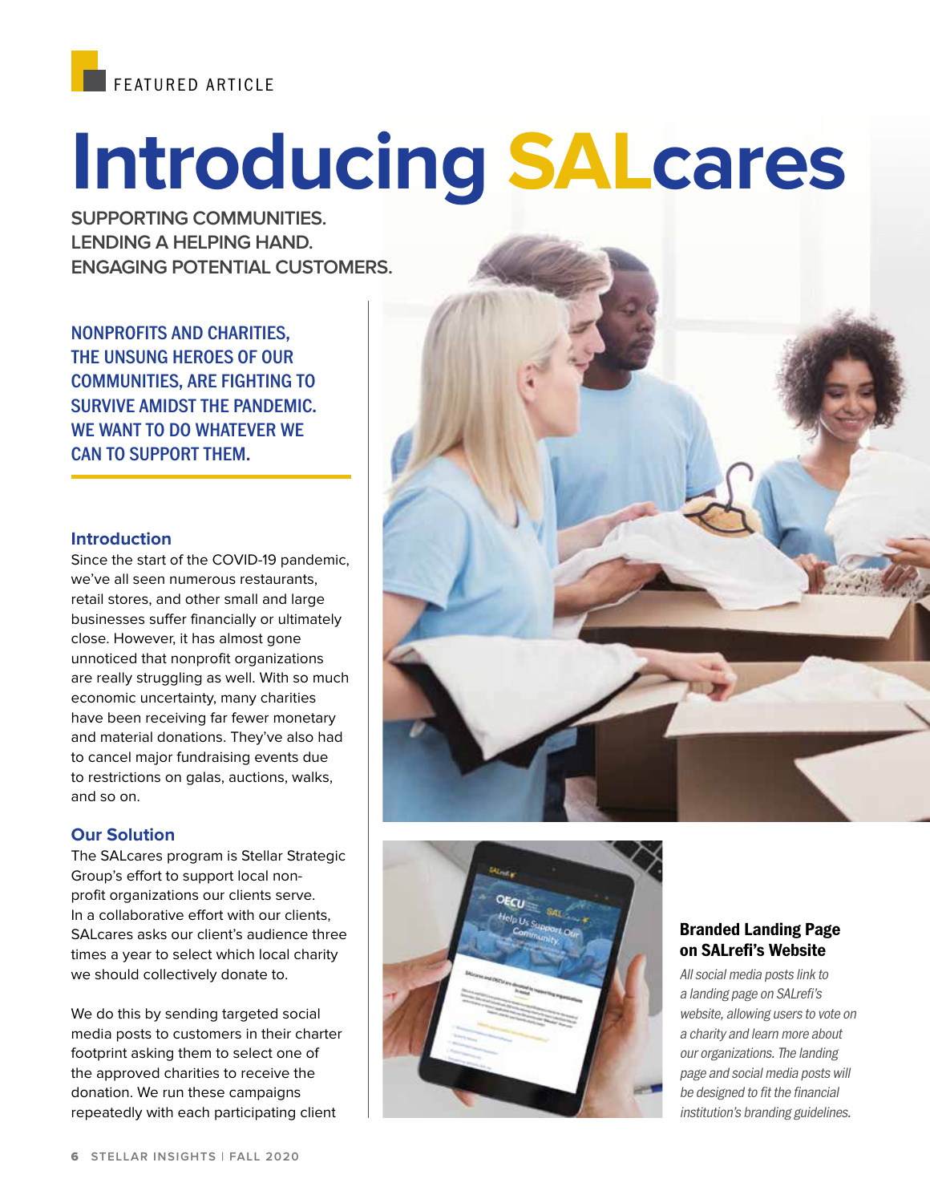FEATURED ARTICLE

# Introducing SALcares

## SUPPORTING COMMUNITIES. LENDING A HELPING HAND. ENGAGING POTENTIAL CUSTOMERS.

**NONPROFITS AND CHARITIES, THE UNSUNG HEROES OF OUR COMMUNITIES, ARE FIGHTING TO SURVIVE AMIDST THE PANDEMIC. WE WANT TO DO WHATEVER WE CAN TO SUPPORT THEM.**

### Introduction

Since the start of the COVID-19 pandemic, we've all seen numerous restaurants, retail stores, and other small and large businesses suffer financially or ultimately close. However, it has almost gone unnoticed that nonprofit organizations are really struggling as well. With so much economic uncertainty, many charities have been receiving far fewer monetary and material donations. They've also had to cancel major fundraising events due to restrictions on galas, auctions, walks, and so on.

### Our Solution

The SALcares program is Stellar Strategic Group's effort to support local non-profit organizations our clients serve. In a collaborative effort with our clients, SALcares asks our client's audience three times a year to select which local charity we should collectively donate to.

We do this by sending targeted social media posts to customers in their charter footprint asking them to select one of the approved charities to receive the donation. We run these campaigns repeatedly with each participating client

**Branded Landing Page on SALrefi's Website**

*All social media posts link to a landing page on SALrefi's website, allowing users to vote on a charity and learn more about our organizations. The landing page and social media posts will be designed to fit the financial institution's branding guidelines.*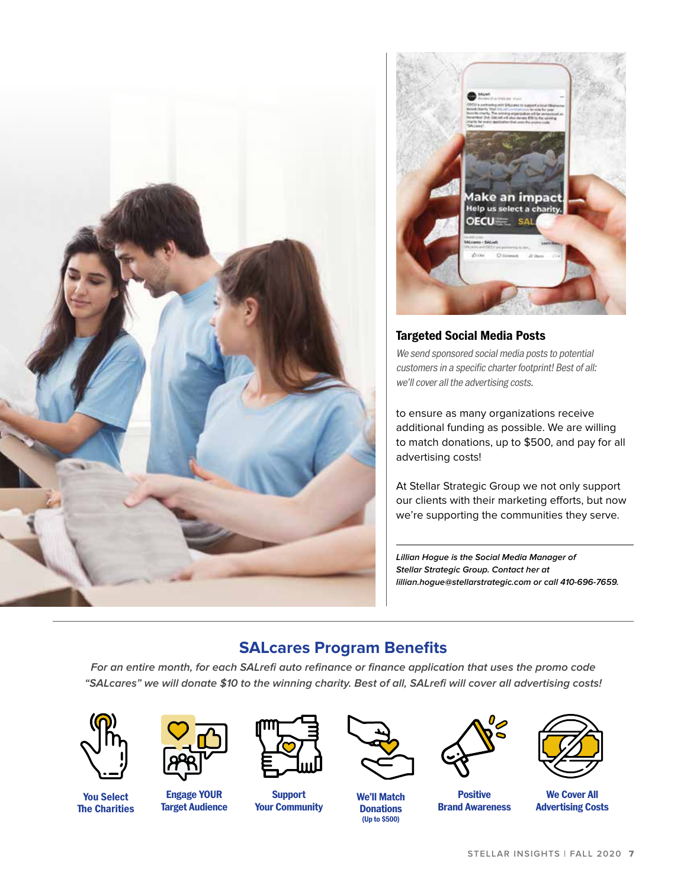### Targeted Social Media Posts

*We send sponsored social media posts to potential customers in a specific charter footprint! Best of all: we'll cover all the advertising costs.*

to ensure as many organizations receive additional funding as possible. We are willing to match donations, up to $500, and pay for all advertising costs!

At Stellar Strategic Group we not only support our clients with their marketing efforts, but now we're supporting the communities they serve.

***Lillian Hogue is the Social Media Manager of Stellar Strategic Group. Contact her at lillian.hogue@stellarstrategic.com or call 410-696-7659.***

## SALcares Program Benefits

***For an entire month, for each SALrefi auto refinance or finance application that uses the promo code "SALcares" we will donate $10 to the winning charity. Best of all, SALrefi will cover all advertising costs!***

- **You Select The Charities**
- **Engage YOUR Target Audience**
- **Support Your Community**
- **We'll Match Donations (Up to $500)**
- **Positive Brand Awareness**
- **We Cover All Advertising Costs**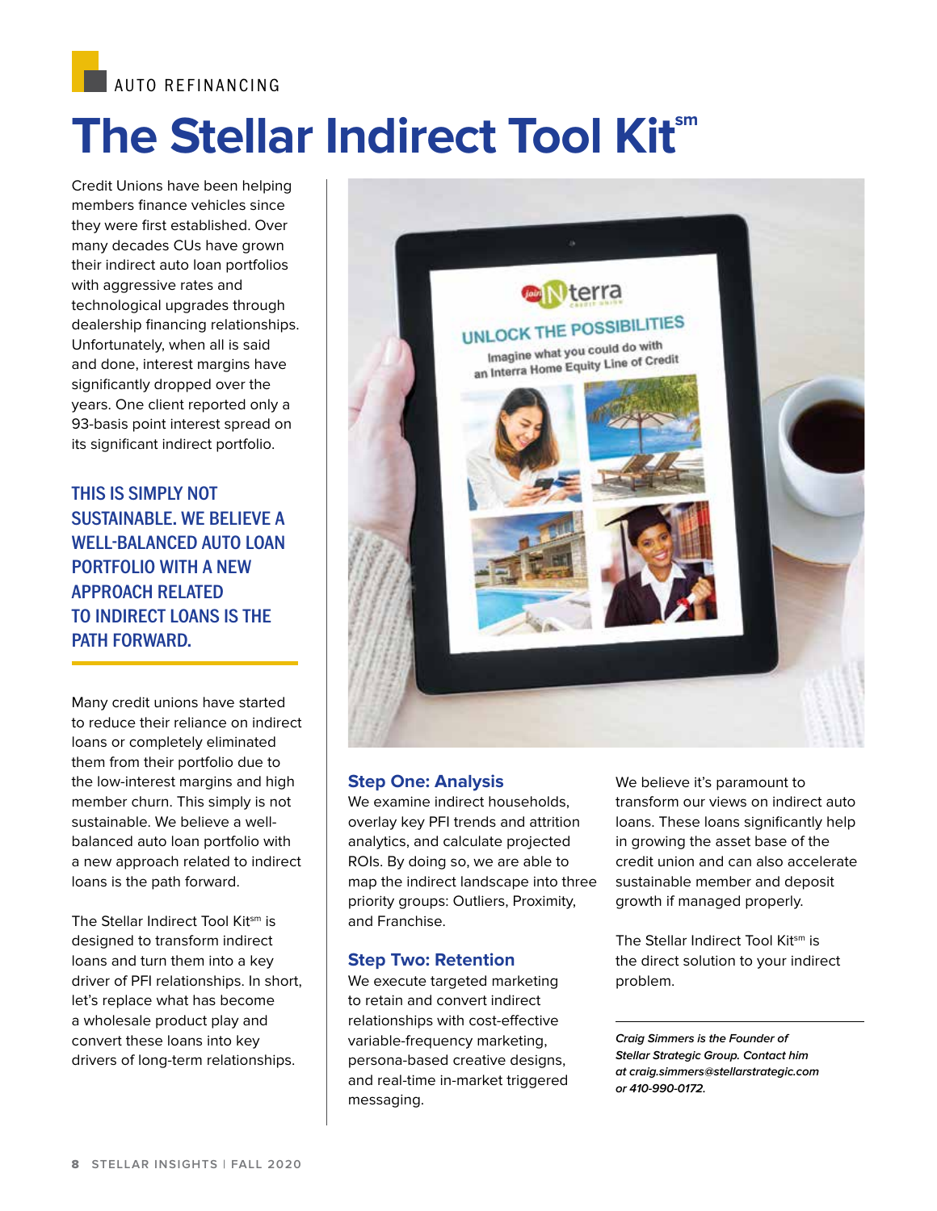AUTO REFINANCING

# The Stellar Indirect Tool Kit℠

Credit Unions have been helping members finance vehicles since they were first established. Over many decades CUs have grown their indirect auto loan portfolios with aggressive rates and technological upgrades through dealership financing relationships. Unfortunately, when all is said and done, interest margins have significantly dropped over the years. One client reported only a 93-basis point interest spread on its significant indirect portfolio.

**THIS IS SIMPLY NOT SUSTAINABLE. WE BELIEVE A WELL-BALANCED AUTO LOAN PORTFOLIO WITH A NEW APPROACH RELATED TO INDIRECT LOANS IS THE PATH FORWARD.**

Many credit unions have started to reduce their reliance on indirect loans or completely eliminated them from their portfolio due to the low-interest margins and high member churn. This simply is not sustainable. We believe a well-balanced auto loan portfolio with a new approach related to indirect loans is the path forward.

The Stellar Indirect Tool Kit℠ is designed to transform indirect loans and turn them into a key driver of PFI relationships. In short, let's replace what has become a wholesale product play and convert these loans into key drivers of long-term relationships.

### Step One: Analysis

We examine indirect households, overlay key PFI trends and attrition analytics, and calculate projected ROIs. By doing so, we are able to map the indirect landscape into three priority groups: Outliers, Proximity, and Franchise.

### Step Two: Retention

We execute targeted marketing to retain and convert indirect relationships with cost-effective variable-frequency marketing, persona-based creative designs, and real-time in-market triggered messaging.

We believe it's paramount to transform our views on indirect auto loans. These loans significantly help in growing the asset base of the credit union and can also accelerate sustainable member and deposit growth if managed properly.

The Stellar Indirect Tool Kit℠ is the direct solution to your indirect problem.

---

***Craig Simmers is the Founder of Stellar Strategic Group. Contact him at craig.simmers@stellarstrategic.com or 410-990-0172.***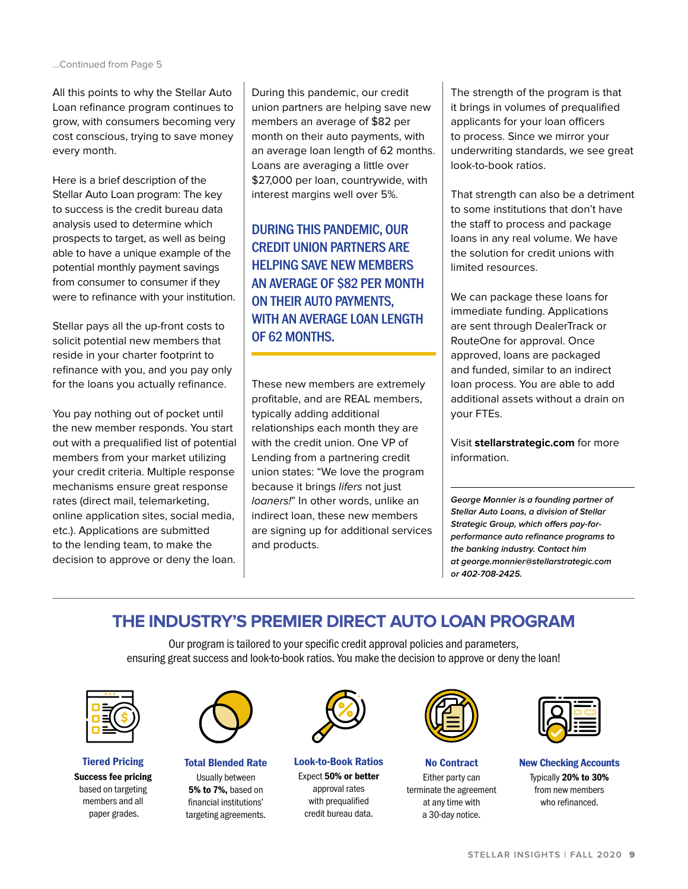...Continued from Page 5

All this points to why the Stellar Auto Loan refinance program continues to grow, with consumers becoming very cost conscious, trying to save money every month.

Here is a brief description of the Stellar Auto Loan program: The key to success is the credit bureau data analysis used to determine which prospects to target, as well as being able to have a unique example of the potential monthly payment savings from consumer to consumer if they were to refinance with your institution.

Stellar pays all the up-front costs to solicit potential new members that reside in your charter footprint to refinance with you, and you pay only for the loans you actually refinance.

You pay nothing out of pocket until the new member responds. You start out with a prequalified list of potential members from your market utilizing your credit criteria. Multiple response mechanisms ensure great response rates (direct mail, telemarketing, online application sites, social media, etc.). Applications are submitted to the lending team, to make the decision to approve or deny the loan.

During this pandemic, our credit union partners are helping save new members an average of $82 per month on their auto payments, with an average loan length of 62 months. Loans are averaging a little over $27,000 per loan, countrywide, with interest margins well over 5%.

**DURING THIS PANDEMIC, OUR CREDIT UNION PARTNERS ARE HELPING SAVE NEW MEMBERS AN AVERAGE OF $82 PER MONTH ON THEIR AUTO PAYMENTS, WITH AN AVERAGE LOAN LENGTH OF 62 MONTHS.**

These new members are extremely profitable, and are REAL members, typically adding additional relationships each month they are with the credit union. One VP of Lending from a partnering credit union states: "We love the program because it brings *lifers* not just *loaners!*" In other words, unlike an indirect loan, these new members are signing up for additional services and products.

The strength of the program is that it brings in volumes of prequalified applicants for your loan officers to process. Since we mirror your underwriting standards, we see great look-to-book ratios.

That strength can also be a detriment to some institutions that don't have the staff to process and package loans in any real volume. We have the solution for credit unions with limited resources.

We can package these loans for immediate funding. Applications are sent through DealerTrack or RouteOne for approval. Once approved, loans are packaged and funded, similar to an indirect loan process. You are able to add additional assets without a drain on your FTEs.

Visit **stellarstrategic.com** for more information.

***George Monnier is a founding partner of Stellar Auto Loans, a division of Stellar Strategic Group, which offers pay-for-performance auto refinance programs to the banking industry. Contact him at george.monnier@stellarstrategic.com or 402-708-2425.***

## THE INDUSTRY'S PREMIER DIRECT AUTO LOAN PROGRAM

Our program is tailored to your specific credit approval policies and parameters, ensuring great success and look-to-book ratios. You make the decision to approve or deny the loan!

**Tiered Pricing**
**Success fee pricing** based on targeting members and all paper grades.

**Total Blended Rate**
Usually between **5% to 7%,** based on financial institutions' targeting agreements.

**Look-to-Book Ratios**
Expect **50% or better** approval rates with prequalified credit bureau data.

**No Contract**
Either party can terminate the agreement at any time with a 30-day notice.

**New Checking Accounts**
Typically **20% to 30%** from new members who refinanced.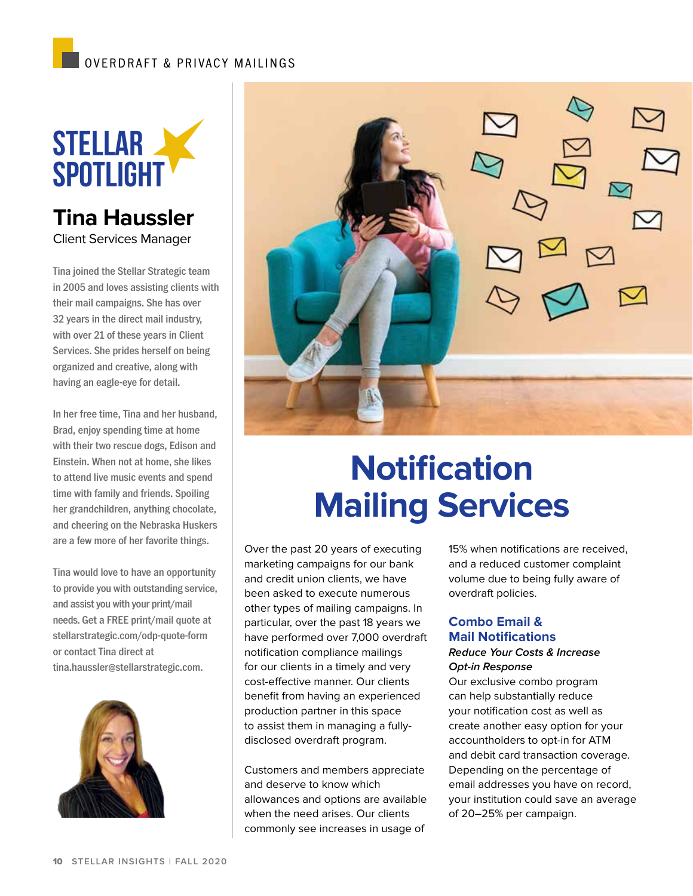# STELLAR SPOTLIGHT

## Tina Haussler

Client Services Manager

Tina joined the Stellar Strategic team in 2005 and loves assisting clients with their mail campaigns. She has over 32 years in the direct mail industry, with over 21 of these years in Client Services. She prides herself on being organized and creative, along with having an eagle-eye for detail.

In her free time, Tina and her husband, Brad, enjoy spending time at home with their two rescue dogs, Edison and Einstein. When not at home, she likes to attend live music events and spend time with family and friends. Spoiling her grandchildren, anything chocolate, and cheering on the Nebraska Huskers are a few more of her favorite things.

Tina would love to have an opportunity to provide you with outstanding service, and assist you with your print/mail needs. Get a FREE print/mail quote at stellarstrategic.com/odp-quote-form or contact Tina direct at tina.haussler@stellarstrategic.com.

# Notification Mailing Services

Over the past 20 years of executing marketing campaigns for our bank and credit union clients, we have been asked to execute numerous other types of mailing campaigns. In particular, over the past 18 years we have performed over 7,000 overdraft notification compliance mailings for our clients in a timely and very cost-effective manner. Our clients benefit from having an experienced production partner in this space to assist them in managing a fully-disclosed overdraft program.

Customers and members appreciate and deserve to know which allowances and options are available when the need arises. Our clients commonly see increases in usage of 15% when notifications are received, and a reduced customer complaint volume due to being fully aware of overdraft policies.

### Combo Email & Mail Notifications

***Reduce Your Costs & Increase Opt-in Response***

Our exclusive combo program can help substantially reduce your notification cost as well as create another easy option for your accountholders to opt-in for ATM and debit card transaction coverage. Depending on the percentage of email addresses you have on record, your institution could save an average of 20–25% per campaign.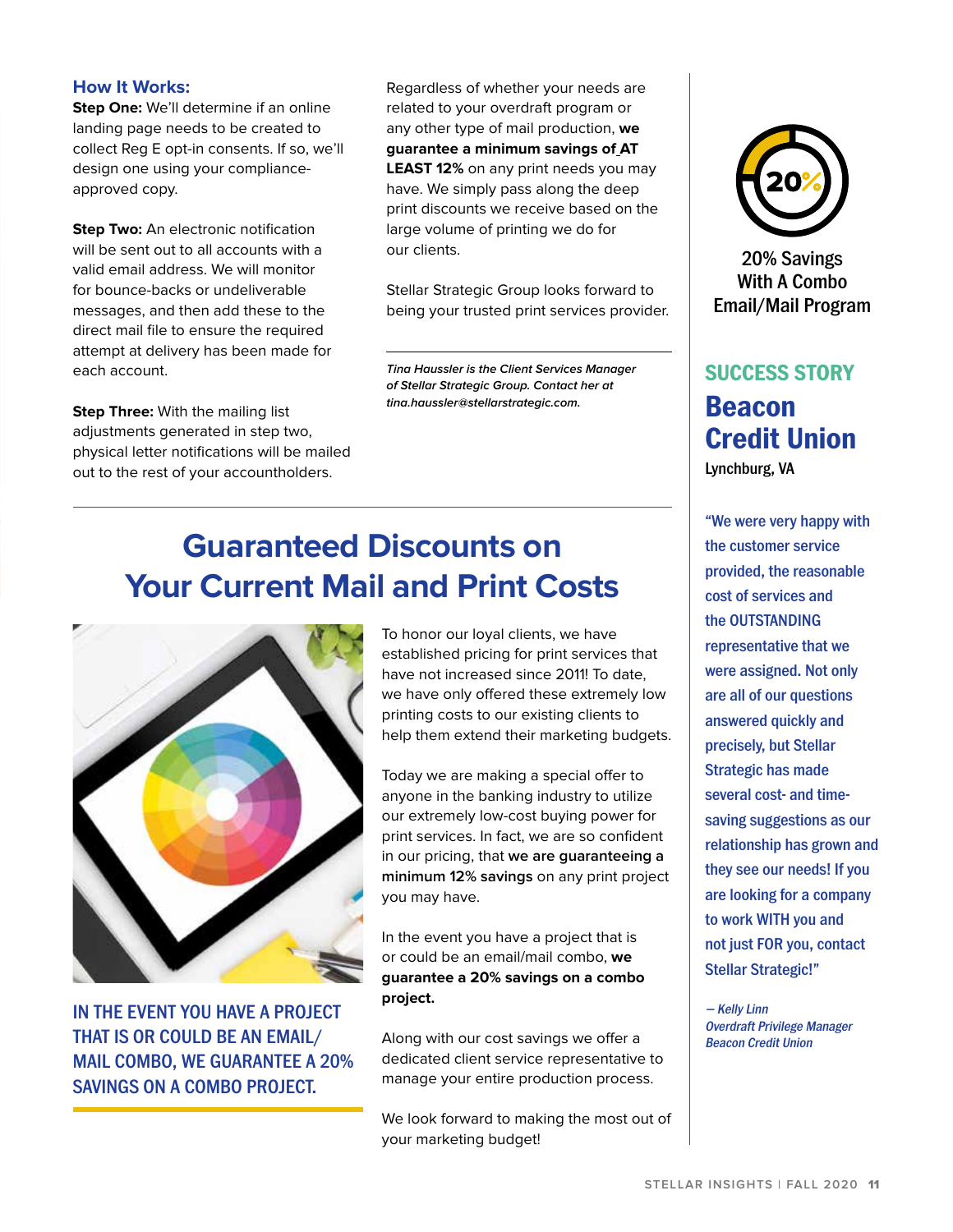### How It Works:

**Step One:** We'll determine if an online landing page needs to be created to collect Reg E opt-in consents. If so, we'll design one using your compliance-approved copy.

**Step Two:** An electronic notification will be sent out to all accounts with a valid email address. We will monitor for bounce-backs or undeliverable messages, and then add these to the direct mail file to ensure the required attempt at delivery has been made for each account.

**Step Three:** With the mailing list adjustments generated in step two, physical letter notifications will be mailed out to the rest of your accountholders.

Regardless of whether your needs are related to your overdraft program or any other type of mail production, **we guarantee a minimum savings of AT LEAST 12%** on any print needs you may have. We simply pass along the deep print discounts we receive based on the large volume of printing we do for our clients.

Stellar Strategic Group looks forward to being your trusted print services provider.

---

*Tina Haussler is the Client Services Manager of Stellar Strategic Group. Contact her at tina.haussler@stellarstrategic.com.*

---

## Guaranteed Discounts on Your Current Mail and Print Costs

To honor our loyal clients, we have established pricing for print services that have not increased since 2011! To date, we have only offered these extremely low printing costs to our existing clients to help them extend their marketing budgets.

Today we are making a special offer to anyone in the banking industry to utilize our extremely low-cost buying power for print services. In fact, we are so confident in our pricing, that **we are guaranteeing a minimum 12% savings** on any print project you may have.

In the event you have a project that is or could be an email/mail combo, **we guarantee a 20% savings on a combo project.**

Along with our cost savings we offer a dedicated client service representative to manage your entire production process.

We look forward to making the most out of your marketing budget!

IN THE EVENT YOU HAVE A PROJECT THAT IS OR COULD BE AN EMAIL/ MAIL COMBO, WE GUARANTEE A 20% SAVINGS ON A COMBO PROJECT.

---

20%

20% Savings With A Combo Email/Mail Program

### SUCCESS STORY

## Beacon Credit Union

Lynchburg, VA

"We were very happy with the customer service provided, the reasonable cost of services and the OUTSTANDING representative that we were assigned. Not only are all of our questions answered quickly and precisely, but Stellar Strategic has made several cost- and time-saving suggestions as our relationship has grown and they see our needs! If you are looking for a company to work WITH you and not just FOR you, contact Stellar Strategic!"

*– Kelly Linn*
*Overdraft Privilege Manager*
*Beacon Credit Union*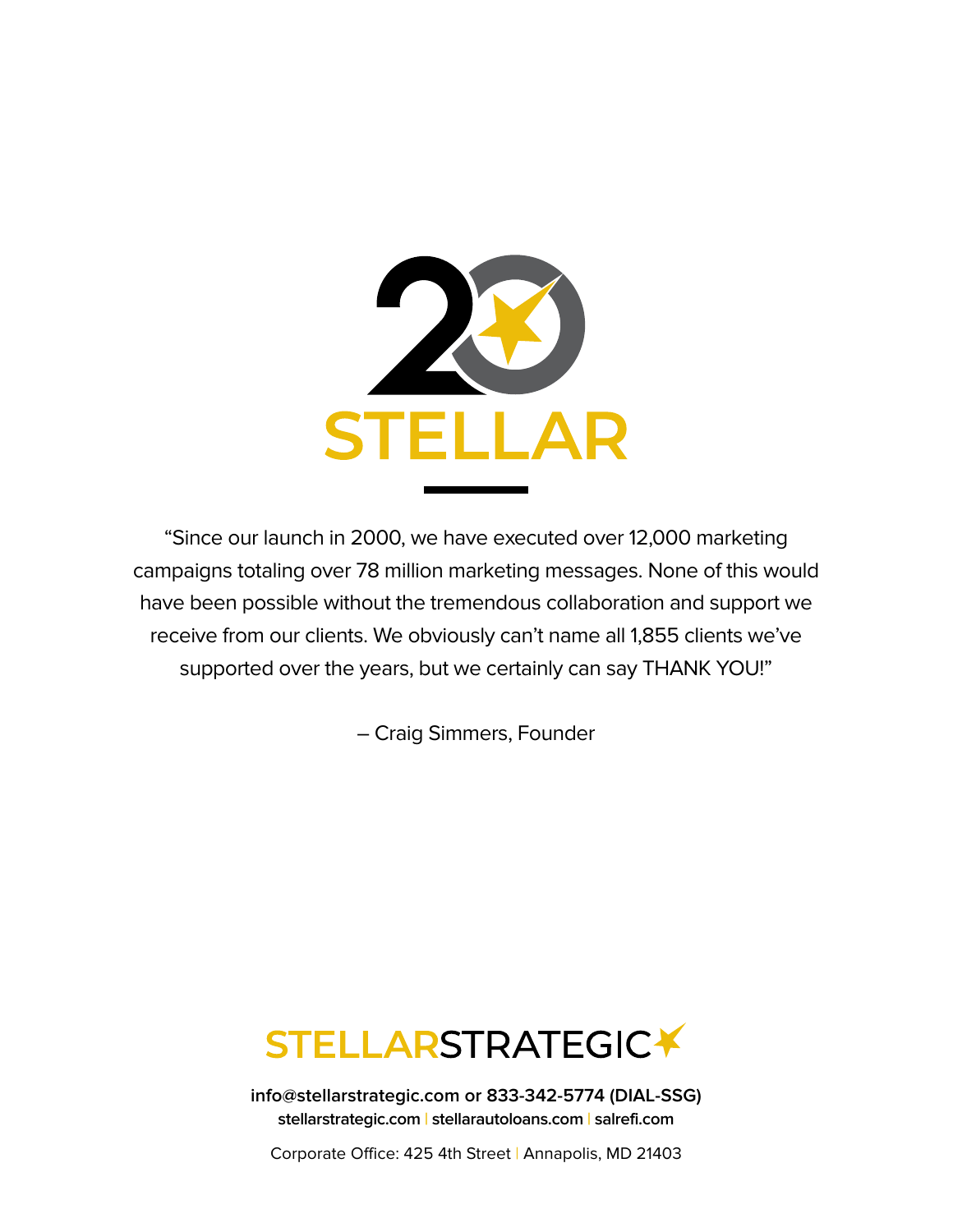# 20 STELLAR

"Since our launch in 2000, we have executed over 12,000 marketing campaigns totaling over 78 million marketing messages. None of this would have been possible without the tremendous collaboration and support we receive from our clients. We obviously can't name all 1,855 clients we've supported over the years, but we certainly can say THANK YOU!"

– Craig Simmers, Founder

STELLARSTRATEGIC

**info@stellarstrategic.com or 833-342-5774 (DIAL-SSG)**
**stellarstrategic.com | stellarautoloans.com | salrefi.com**

Corporate Office: 425 4th Street | Annapolis, MD 21403